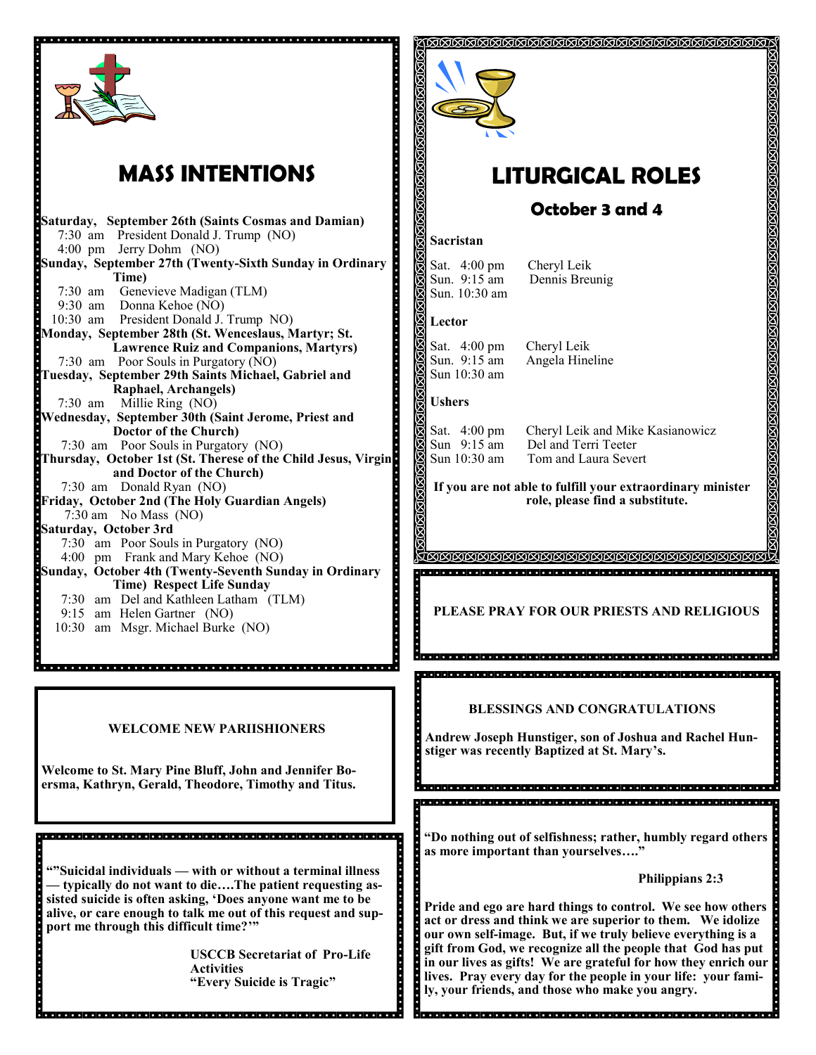# MASS INTENTIONS

**Saturday, September 26th (Saints Cosmas and Damian)**
7:30 am President Donald J. Trump (NO)
4:00 pm Jerry Dohm (NO)

**Sunday, September 27th (Twenty-Sixth Sunday in Ordinary Time)**
7:30 am Genevieve Madigan (TLM)
9:30 am Donna Kehoe (NO)
10:30 am President Donald J. Trump NO)

**Monday, September 28th (St. Wenceslaus, Martyr; St. Lawrence Ruiz and Companions, Martyrs)**
7:30 am Poor Souls in Purgatory (NO)

**Tuesday, September 29th Saints Michael, Gabriel and Raphael, Archangels)**
7:30 am Millie Ring (NO)

**Wednesday, September 30th (Saint Jerome, Priest and Doctor of the Church)**
7:30 am Poor Souls in Purgatory (NO)

**Thursday, October 1st (St. Therese of the Child Jesus, Virgin and Doctor of the Church)**
7:30 am Donald Ryan (NO)

**Friday, October 2nd (The Holy Guardian Angels)**
7:30 am No Mass (NO)

**Saturday, October 3rd**
7:30 am Poor Souls in Purgatory (NO)
4:00 pm Frank and Mary Kehoe (NO)

**Sunday, October 4th (Twenty-Seventh Sunday in Ordinary Time) Respect Life Sunday**
7:30 am Del and Kathleen Latham (TLM)
9:15 am Helen Gartner (NO)
10:30 am Msgr. Michael Burke (NO)

**WELCOME NEW PARIISHIONERS**

**Welcome to St. Mary Pine Bluff, John and Jennifer Boersma, Kathryn, Gerald, Theodore, Timothy and Titus.**

**“”Suicidal individuals — with or without a terminal illness — typically do not want to die….The patient requesting assisted suicide is often asking, ‘Does anyone want me to be alive, or care enough to talk me out of this request and support me through this difficult time?’”**

**USCCB Secretariat of Pro-Life Activities**
**“Every Suicide is Tragic”**

# LITURGICAL ROLES

## October 3 and 4

**Sacristan**

Sat. 4:00 pm Cheryl Leik
Sun. 9:15 am Dennis Breunig
Sun. 10:30 am

**Lector**

Sat. 4:00 pm Cheryl Leik
Sun. 9:15 am Angela Hineline
Sun 10:30 am

**Ushers**

Sat. 4:00 pm Cheryl Leik and Mike Kasianowicz
Sun 9:15 am Del and Terri Teeter
Sun 10:30 am Tom and Laura Severt

**If you are not able to fulfill your extraordinary minister role, please find a substitute.**

**PLEASE PRAY FOR OUR PRIESTS AND RELIGIOUS**

**BLESSINGS AND CONGRATULATIONS**

**Andrew Joseph Hunstiger, son of Joshua and Rachel Hunstiger was recently Baptized at St. Mary’s.**

**“Do nothing out of selfishness; rather, humbly regard others as more important than yourselves….”**

**Philippians 2:3**

**Pride and ego are hard things to control. We see how others act or dress and think we are superior to them. We idolize our own self-image. But, if we truly believe everything is a gift from God, we recognize all the people that God has put in our lives as gifts! We are grateful for how they enrich our lives. Pray every day for the people in your life: your family, your friends, and those who make you angry.**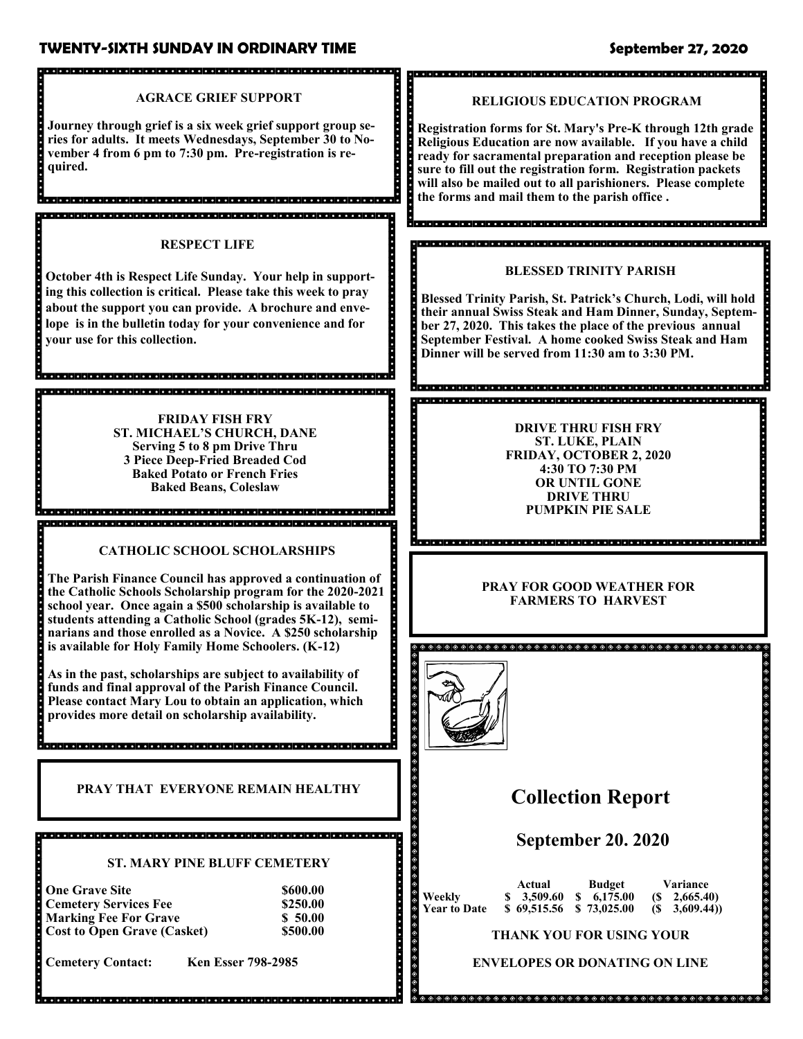## TWENTY-SIXTH SUNDAY IN ORDINARY TIME

**September 27, 2020**

### AGRACE GRIEF SUPPORT

**Journey through grief is a six week grief support group series for adults. It meets Wednesdays, September 30 to November 4 from 6 pm to 7:30 pm. Pre-registration is required.**

### RESPECT LIFE

**October 4th is Respect Life Sunday. Your help in supporting this collection is critical. Please take this week to pray about the support you can provide. A brochure and envelope is in the bulletin today for your convenience and for your use for this collection.**

### FRIDAY FISH FRY

**ST. MICHAEL'S CHURCH, DANE**
**Serving 5 to 8 pm Drive Thru**
**3 Piece Deep-Fried Breaded Cod**
**Baked Potato or French Fries**
**Baked Beans, Coleslaw**

### CATHOLIC SCHOOL SCHOLARSHIPS

**The Parish Finance Council has approved a continuation of the Catholic Schools Scholarship program for the 2020-2021 school year. Once again a $500 scholarship is available to students attending a Catholic School (grades 5K-12), seminarians and those enrolled as a Novice. A $250 scholarship is available for Holy Family Home Schoolers. (K-12)**

**As in the past, scholarships are subject to availability of funds and final approval of the Parish Finance Council. Please contact Mary Lou to obtain an application, which provides more detail on scholarship availability.**

**PRAY THAT EVERYONE REMAIN HEALTHY**

### ST. MARY PINE BLUFF CEMETERY

| | |
|---|---|
| **One Grave Site** | **$600.00** |
| **Cemetery Services Fee** | **$250.00** |
| **Marking Fee For Grave** | **$ 50.00** |
| **Cost to Open Grave (Casket)** | **$500.00** |

**Cemetery Contact: Ken Esser 798-2985**

### RELIGIOUS EDUCATION PROGRAM

**Registration forms for St. Mary's Pre-K through 12th grade Religious Education are now available. If you have a child ready for sacramental preparation and reception please be sure to fill out the registration form. Registration packets will also be mailed out to all parishioners. Please complete the forms and mail them to the parish office .**

### BLESSED TRINITY PARISH

**Blessed Trinity Parish, St. Patrick's Church, Lodi, will hold their annual Swiss Steak and Ham Dinner, Sunday, September 27, 2020. This takes the place of the previous annual September Festival. A home cooked Swiss Steak and Ham Dinner will be served from 11:30 am to 3:30 PM.**

### DRIVE THRU FISH FRY

**ST. LUKE, PLAIN**
**FRIDAY, OCTOBER 2, 2020**
**4:30 TO 7:30 PM**
**OR UNTIL GONE**
**DRIVE THRU**
**PUMPKIN PIE SALE**

**PRAY FOR GOOD WEATHER FOR FARMERS TO HARVEST**

## Collection Report

## September 20. 2020

| | Actual | Budget | Variance |
|---|---|---|---|
| **Weekly** | **$ 3,509.60** | **$ 6,175.00** | **($ 2,665.40)** |
| **Year to Date** | **$ 69,515.56** | **$ 73,025.00** | **($ 3,609.44))** |

**THANK YOU FOR USING YOUR**

**ENVELOPES OR DONATING ON LINE**